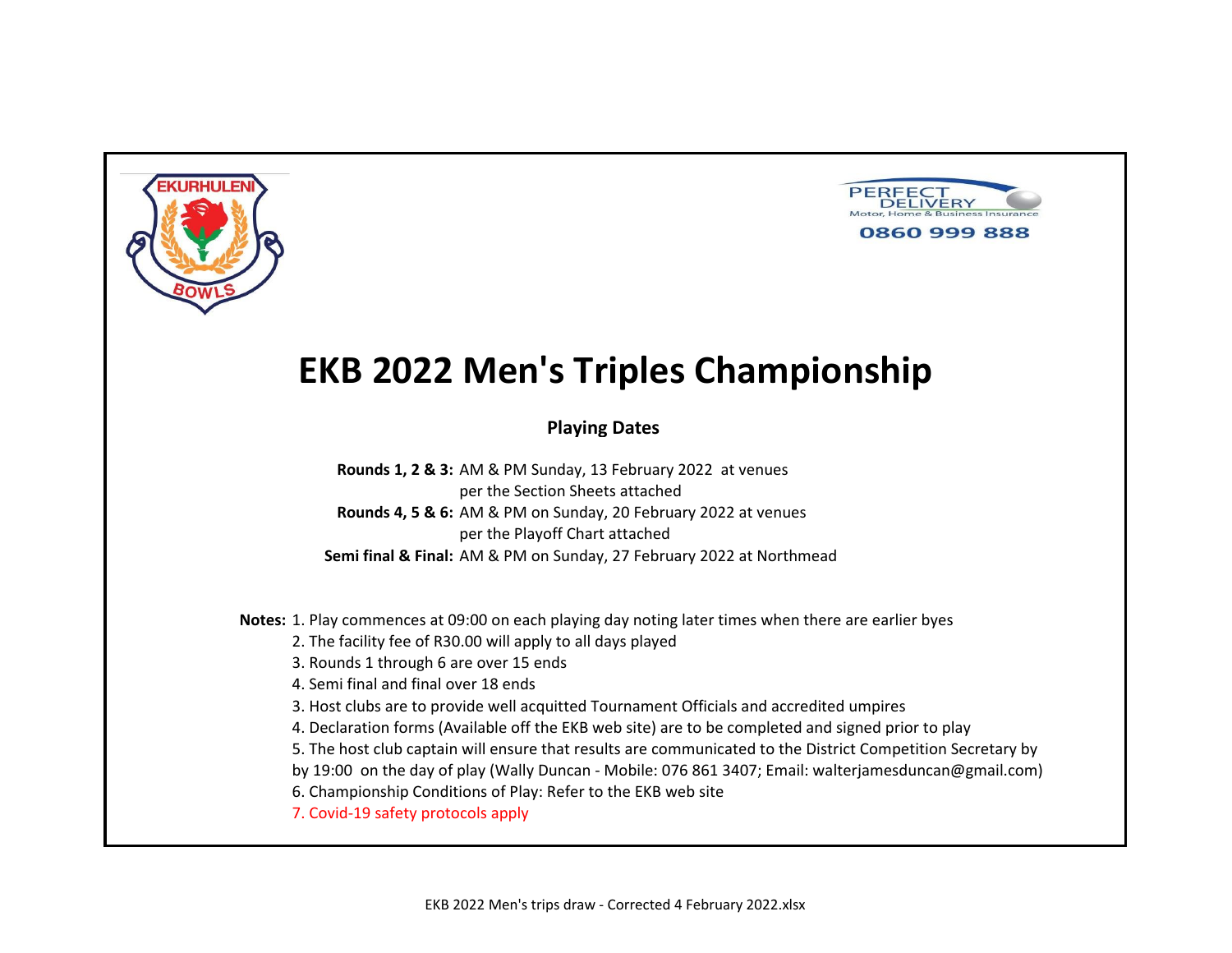EKURHULENI BOWLS

PERFECT DELIVERY
Motor, Home & Business Insurance
0860 999 888

# EKB 2022 Men's Triples Championship

## Playing Dates

**Rounds 1, 2 & 3:** AM & PM Sunday, 13 February 2022 at venues per the Section Sheets attached

**Rounds 4, 5 & 6:** AM & PM on Sunday, 20 February 2022 at venues per the Playoff Chart attached

**Semi final & Final:** AM & PM on Sunday, 27 February 2022 at Northmead

**Notes:**
1. Play commences at 09:00 on each playing day noting later times when there are earlier byes
2. The facility fee of R30.00 will apply to all days played
3. Rounds 1 through 6 are over 15 ends
4. Semi final and final over 18 ends
3. Host clubs are to provide well acquitted Tournament Officials and accredited umpires
4. Declaration forms (Available off the EKB web site) are to be completed and signed prior to play
5. The host club captain will ensure that results are communicated to the District Competition Secretary by by 19:00 on the day of play (Wally Duncan - Mobile: 076 861 3407; Email: walterjamesduncan@gmail.com)
6. Championship Conditions of Play: Refer to the EKB web site
7. Covid-19 safety protocols apply

EKB 2022 Men's trips draw - Corrected 4 February 2022.xlsx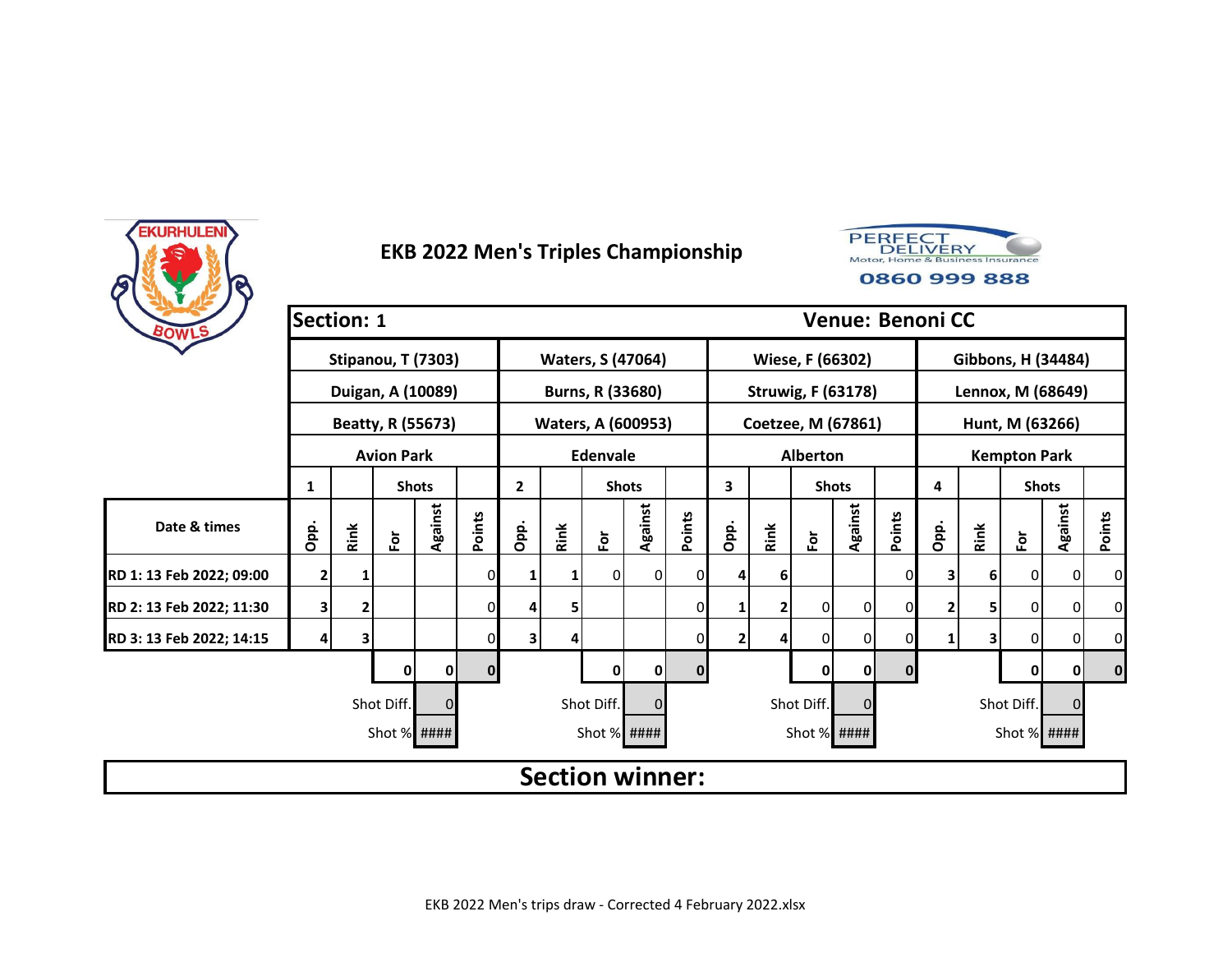# EKB 2022 Men's Triples Championship

PERFECT DELIVERY
Motor, Home & Business Insurance
0860 999 888

**Section: 1** | **Venue: Benoni CC**

| | Stipanou, T (7303) | | | | | Waters, S (47064) | | | | | Wiese, F (66302) | | | | | Gibbons, H (34484) | | | | |
|---|---|---|---|---|---|---|---|---|---|---|---|---|---|---|---|---|---|---|---|---|
| | Duigan, A (10089) | | | | | Burns, R (33680) | | | | | Struwig, F (63178) | | | | | Lennox, M (68649) | | | | |
| | Beatty, R (55673) | | | | | Waters, A (600953) | | | | | Coetzee, M (67861) | | | | | Hunt, M (63266) | | | | |
| | Avion Park | | | | | Edenvale | | | | | Alberton | | | | | Kempton Park | | | | |
| | 1 | | Shots | | | 2 | | Shots | | | 3 | | Shots | | | 4 | | Shots | | |
| **Date & times** | Opp. | Rink | For | Against | Points | Opp. | Rink | For | Against | Points | Opp. | Rink | For | Against | Points | Opp. | Rink | For | Against | Points |
| RD 1: 13 Feb 2022; 09:00 | 2 | 1 | | | 0 | 1 | 1 | 0 | 0 | 0 | 4 | 6 | | | 0 | 3 | 6 | 0 | 0 | 0 |
| RD 2: 13 Feb 2022; 11:30 | 3 | 2 | | | 0 | 4 | 5 | | | 0 | 1 | 2 | 0 | 0 | 0 | 2 | 5 | 0 | 0 | 0 |
| RD 3: 13 Feb 2022; 14:15 | 4 | 3 | | | 0 | 3 | 4 | | | 0 | 2 | 4 | 0 | 0 | 0 | 1 | 3 | 0 | 0 | 0 |
| | | | 0 | 0 | 0 | | | 0 | 0 | 0 | | | 0 | 0 | 0 | | | 0 | 0 | 0 |
| | | | Shot Diff. | 0 | | | | Shot Diff. | 0 | | | | Shot Diff. | 0 | | | | Shot Diff. | 0 | |
| | | | Shot % | #### | | | | Shot % | #### | | | | Shot % | #### | | | | Shot % | #### | |

**Section winner:**

EKB 2022 Men's trips draw - Corrected 4 February 2022.xlsx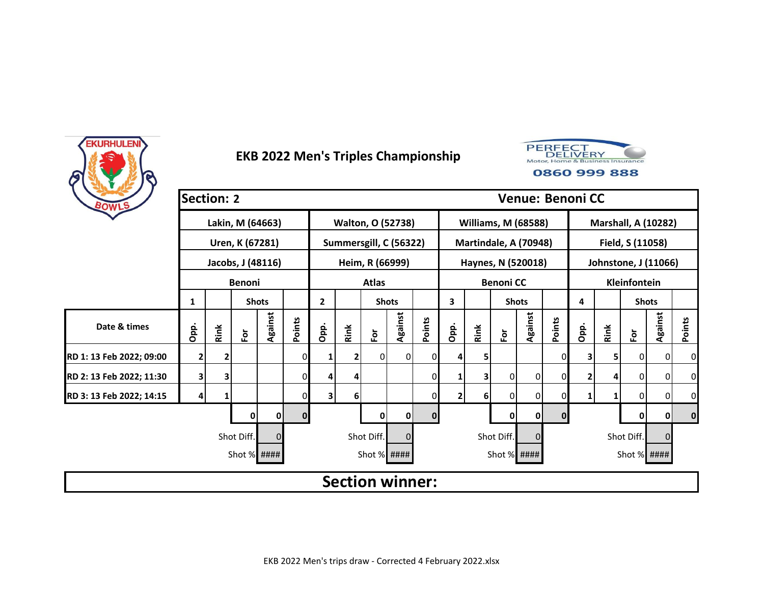# EKB 2022 Men's Triples Championship

PERFECT DELIVERY Motor, Home & Business Insurance 0860 999 888

| Section: 2 | | | | | | | | | | | | | Venue: Benoni CC | | | | | | | |
|---|---|---|---|---|---|---|---|---|---|---|---|---|---|---|---|---|---|---|---|---|
| | Lakin, M (64663) | | | | | Walton, O (52738) | | | | | Williams, M (68588) | | | | | Marshall, A (10282) | | | | |
| | Uren, K (67281) | | | | | Summersgill, C (56322) | | | | | Martindale, A (70948) | | | | | Field, S (11058) | | | | |
| | Jacobs, J (48116) | | | | | Heim, R (66999) | | | | | Haynes, N (520018) | | | | | Johnstone, J (11066) | | | | |
| | Benoni | | | | | Atlas | | | | | Benoni CC | | | | | Kleinfontein | | | | |
| | 1 | | Shots | | | 2 | | Shots | | | 3 | | Shots | | | 4 | | Shots | | |
| Date & times | Opp. | Rink | For | Against | Points | Opp. | Rink | For | Against | Points | Opp. | Rink | For | Against | Points | Opp. | Rink | For | Against | Points |
| RD 1: 13 Feb 2022; 09:00 | 2 | 2 | | | 0 | 1 | 2 | 0 | 0 | 0 | 4 | 5 | | | 0 | 3 | 5 | 0 | 0 | 0 |
| RD 2: 13 Feb 2022; 11:30 | 3 | 3 | | | 0 | 4 | 4 | | | 0 | 1 | 3 | 0 | 0 | 0 | 2 | 4 | 0 | 0 | 0 |
| RD 3: 13 Feb 2022; 14:15 | 4 | 1 | | | 0 | 3 | 6 | | | 0 | 2 | 6 | 0 | 0 | 0 | 1 | 1 | 0 | 0 | 0 |
| | | | 0 | 0 | 0 | | | 0 | 0 | 0 | | | 0 | 0 | 0 | | | 0 | 0 | 0 |
| | | | Shot Diff. | 0 | | | | Shot Diff. | 0 | | | | Shot Diff. | 0 | | | | Shot Diff. | 0 | |
| | | | Shot % | #### | | | | Shot % | #### | | | | Shot % | #### | | | | Shot % | #### | |

**Section winner:**

EKB 2022 Men's trips draw - Corrected 4 February 2022.xlsx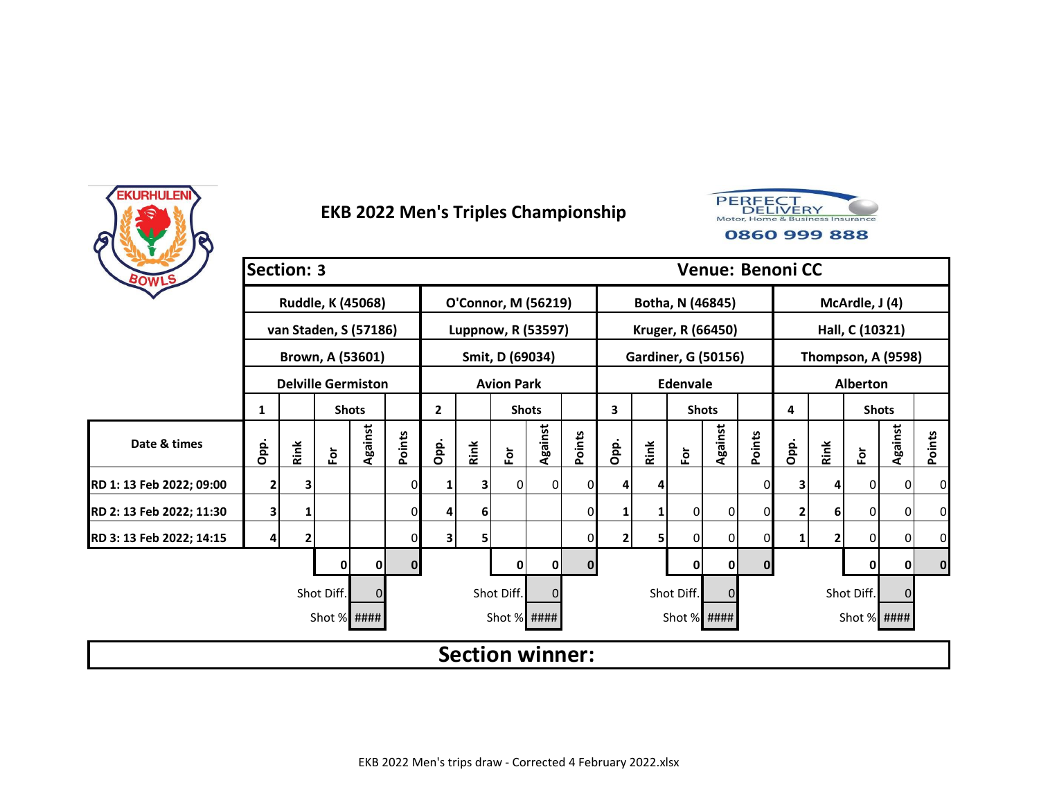# EKB 2022 Men's Triples Championship

PERFECT DELIVERY
Motor, Home & Business Insurance
0860 999 888

| Section: 3 | | | | | | | | | | | | | | Venue: Benoni CC | | | | | | |
|---|---|---|---|---|---|---|---|---|---|---|---|---|---|---|---|---|---|---|---|---|
| | Ruddle, K (45068) | | | | | O'Connor, M (56219) | | | | | Botha, N (46845) | | | | | McArdle, J (4) | | | | |
| | van Staden, S (57186) | | | | | Luppnow, R (53597) | | | | | Kruger, R (66450) | | | | | Hall, C (10321) | | | | |
| | Brown, A (53601) | | | | | Smit, D (69034) | | | | | Gardiner, G (50156) | | | | | Thompson, A (9598) | | | | |
| | Delville Germiston | | | | | Avion Park | | | | | Edenvale | | | | | Alberton | | | | |
| | 1 | | Shots | | | 2 | | Shots | | | 3 | | Shots | | | 4 | | Shots | | |
| Date & times | Opp. | Rink | For | Against | Points | Opp. | Rink | For | Against | Points | Opp. | Rink | For | Against | Points | Opp. | Rink | For | Against | Points |
| RD 1: 13 Feb 2022; 09:00 | 2 | 3 | | | 0 | 1 | 3 | 0 | 0 | 0 | 4 | 4 | | | 0 | 3 | 4 | 0 | 0 | 0 |
| RD 2: 13 Feb 2022; 11:30 | 3 | 1 | | | 0 | 4 | 6 | | | 0 | 1 | 1 | 0 | 0 | 0 | 2 | 6 | 0 | 0 | 0 |
| RD 3: 13 Feb 2022; 14:15 | 4 | 2 | | | 0 | 3 | 5 | | | 0 | 2 | 5 | 0 | 0 | 0 | 1 | 2 | 0 | 0 | 0 |
| | | | 0 | 0 | 0 | | | 0 | 0 | 0 | | | 0 | 0 | 0 | | | 0 | 0 | 0 |
| | | | Shot Diff. | 0 | | | | Shot Diff. | 0 | | | | Shot Diff. | 0 | | | | Shot Diff. | 0 | |
| | | | Shot % | #### | | | | Shot % | #### | | | | Shot % | #### | | | | Shot % | #### | |

**Section winner:**

EKB 2022 Men's trips draw - Corrected 4 February 2022.xlsx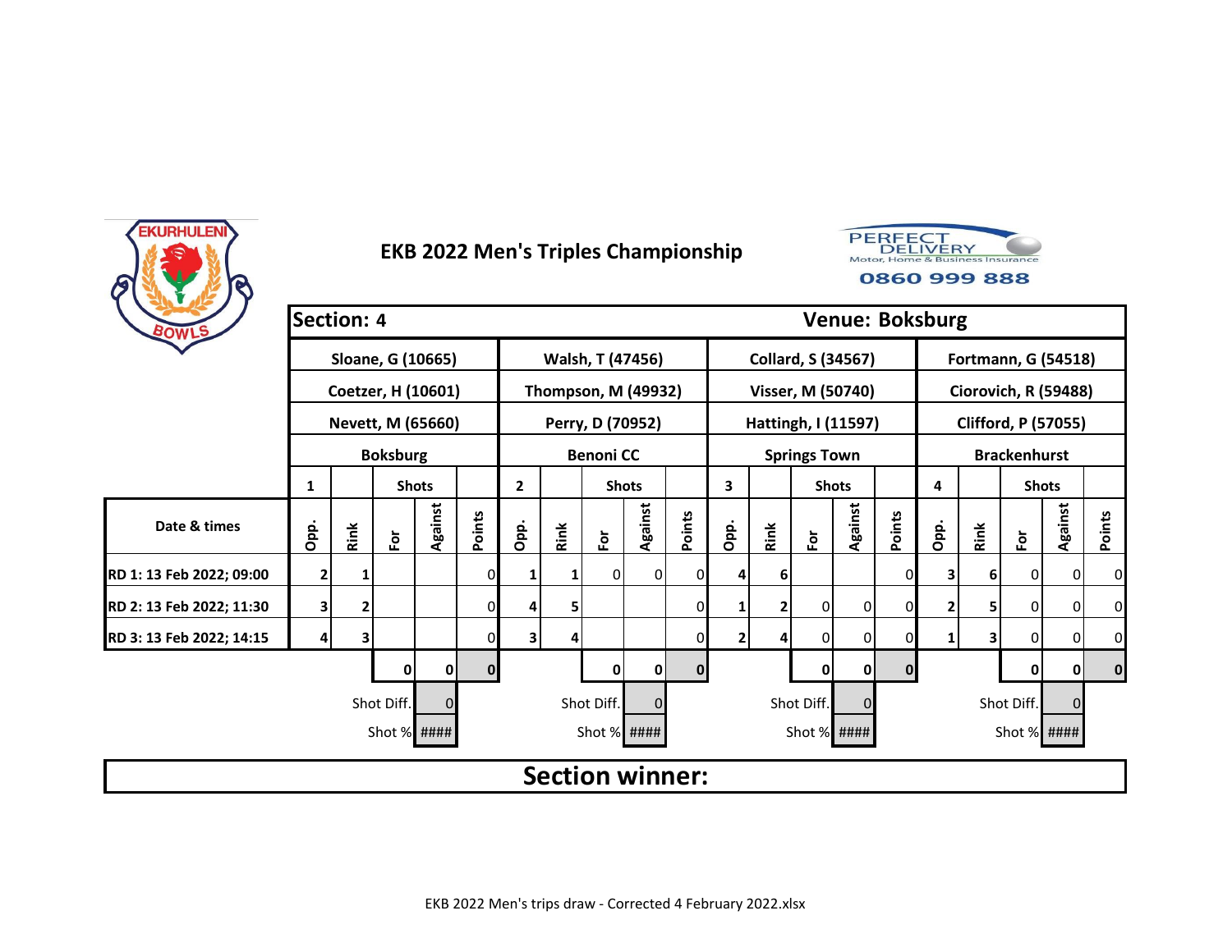# EKB 2022 Men's Triples Championship

PERFECT DELIVERY Motor, Home & Business Insurance 0860 999 888

| Section: 4 | | | | | | | | | | | | | | | | Venue: Boksburg | | | | |
|---|---|---|---|---|---|---|---|---|---|---|---|---|---|---|---|---|---|---|---|---|
| | Sloane, G (10665) | | | | | Walsh, T (47456) | | | | | Collard, S (34567) | | | | | Fortmann, G (54518) | | | | |
| | Coetzer, H (10601) | | | | | Thompson, M (49932) | | | | | Visser, M (50740) | | | | | Ciorovich, R (59488) | | | | |
| | Nevett, M (65660) | | | | | Perry, D (70952) | | | | | Hattingh, I (11597) | | | | | Clifford, P (57055) | | | | |
| | Boksburg | | | | | Benoni CC | | | | | Springs Town | | | | | Brackenhurst | | | | |
| | 1 | | Shots | | | 2 | | Shots | | | 3 | | Shots | | | 4 | | Shots | | |
| Date & times | Opp. | Rink | For | Against | Points | Opp. | Rink | For | Against | Points | Opp. | Rink | For | Against | Points | Opp. | Rink | For | Against | Points |
| RD 1: 13 Feb 2022; 09:00 | 2 | 1 | | | 0 | 1 | 1 | 0 | 0 | 0 | 4 | 6 | | | 0 | 3 | 6 | 0 | 0 | 0 |
| RD 2: 13 Feb 2022; 11:30 | 3 | 2 | | | 0 | 4 | 5 | | | 0 | 1 | 2 | 0 | 0 | 0 | 2 | 5 | 0 | 0 | 0 |
| RD 3: 13 Feb 2022; 14:15 | 4 | 3 | | | 0 | 3 | 4 | | | 0 | 2 | 4 | 0 | 0 | 0 | 1 | 3 | 0 | 0 | 0 |
| | | | 0 | 0 | 0 | | | 0 | 0 | 0 | | | 0 | 0 | 0 | | | 0 | 0 | 0 |
| | | | Shot Diff. | 0 | | | | Shot Diff. | 0 | | | | Shot Diff. | 0 | | | | Shot Diff. | 0 | |
| | | | Shot % | #### | | | | Shot % | #### | | | | Shot % | #### | | | | Shot % | #### | |

**Section winner:**

EKB 2022 Men's trips draw - Corrected 4 February 2022.xlsx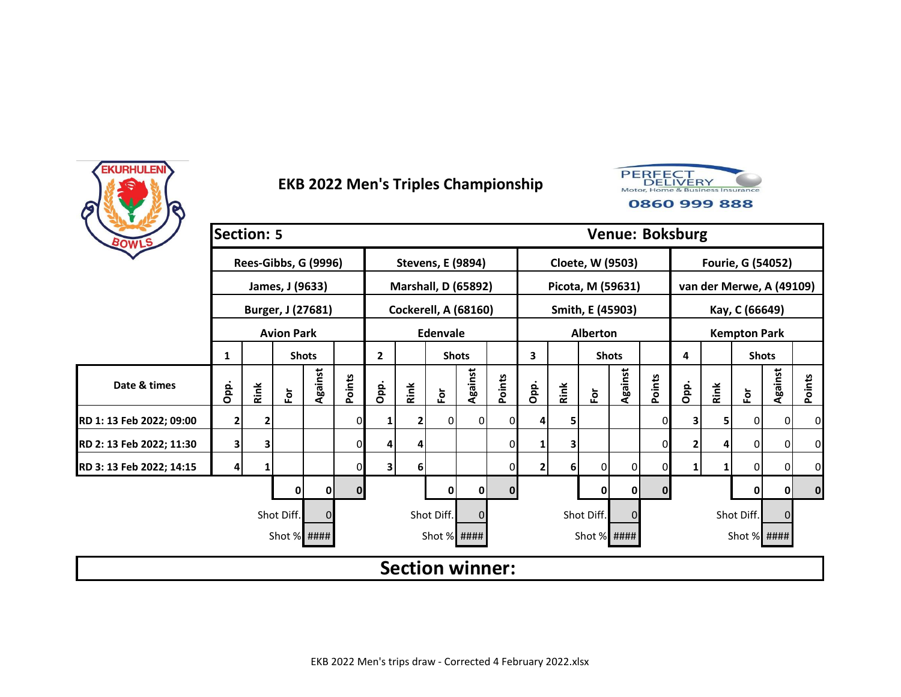# EKB 2022 Men's Triples Championship

| Section: 5 | | | | | | | | | | | | | | | | | | | | Venue: Boksburg |
|---|---|---|---|---|---|---|---|---|---|---|---|---|---|---|---|---|---|---|---|---|
| | Rees-Gibbs, G (9996) | | | | | Stevens, E (9894) | | | | | Cloete, W (9503) | | | | | Fourie, G (54052) | | | | |
| | James, J (9633) | | | | | Marshall, D (65892) | | | | | Picota, M (59631) | | | | | van der Merwe, A (49109) | | | | |
| | Burger, J (27681) | | | | | Cockerell, A (68160) | | | | | Smith, E (45903) | | | | | Kay, C (66649) | | | | |
| | Avion Park | | | | | Edenvale | | | | | Alberton | | | | | Kempton Park | | | | |
| | 1 | | Shots | | | 2 | | Shots | | | 3 | | Shots | | | 4 | | Shots | | |
| Date & times | Opp. | Rink | For | Against | Points | Opp. | Rink | For | Against | Points | Opp. | Rink | For | Against | Points | Opp. | Rink | For | Against | Points |
| RD 1: 13 Feb 2022; 09:00 | 2 | 2 | | | 0 | 1 | 2 | 0 | 0 | 0 | 4 | 5 | | | 0 | 3 | 5 | 0 | 0 | 0 |
| RD 2: 13 Feb 2022; 11:30 | 3 | 3 | | | 0 | 4 | 4 | | | 0 | 1 | 3 | | | 0 | 2 | 4 | 0 | 0 | 0 |
| RD 3: 13 Feb 2022; 14:15 | 4 | 1 | | | 0 | 3 | 6 | | | 0 | 2 | 6 | 0 | 0 | 0 | 1 | 1 | 0 | 0 | 0 |
| | | | 0 | 0 | 0 | | | 0 | 0 | 0 | | | 0 | 0 | 0 | | | 0 | 0 | 0 |
| | | | Shot Diff. | 0 | | | | Shot Diff. | 0 | | | | Shot Diff. | 0 | | | | Shot Diff. | 0 | |
| | | | Shot % | #### | | | | Shot % | #### | | | | Shot % | #### | | | | Shot % | #### | |

**Section winner:**

EKB 2022 Men's trips draw - Corrected 4 February 2022.xlsx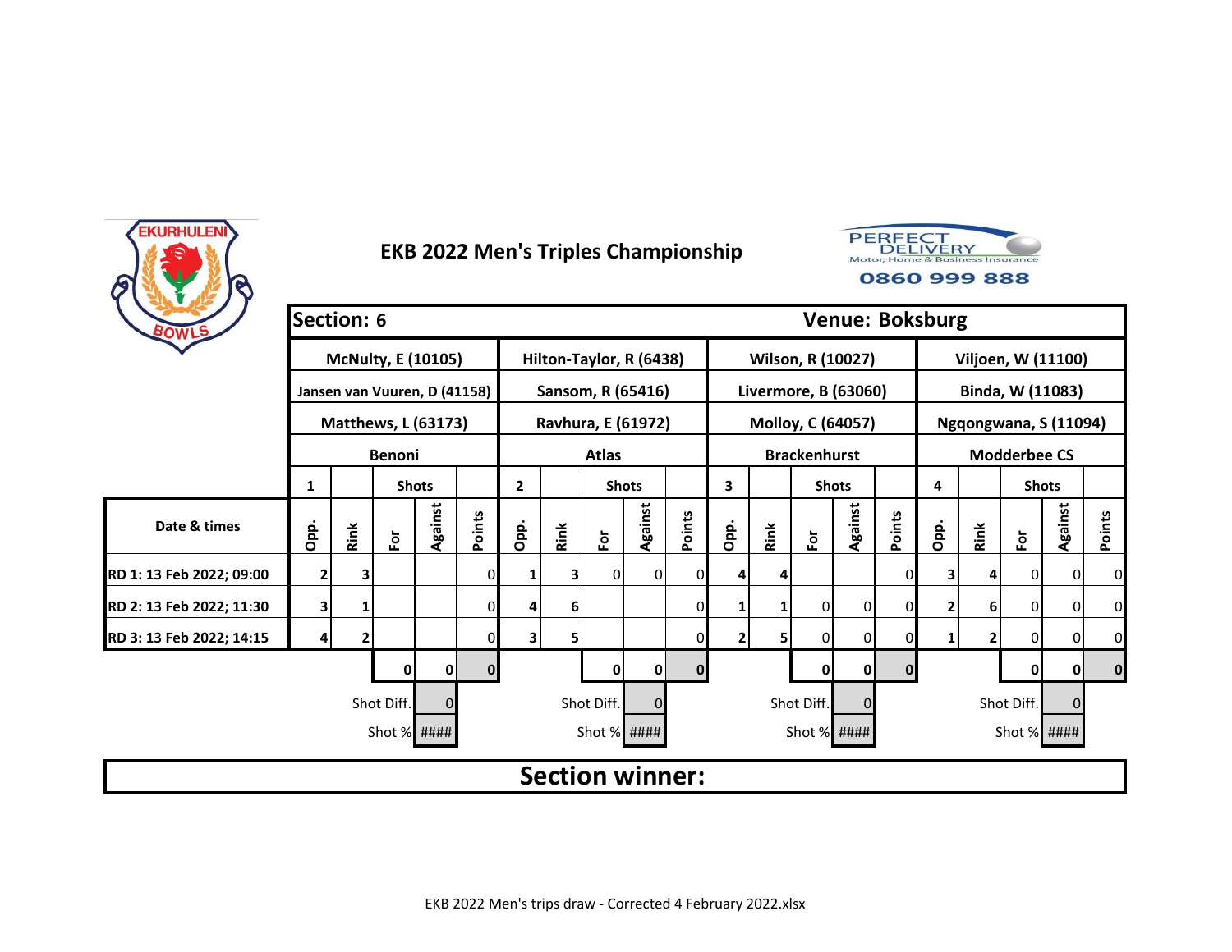# EKB 2022 Men's Triples Championship

| Section: 6 | | | | | | | | | | | | | | | | | | | | Venue: Boksburg |
|---|---|---|---|---|---|---|---|---|---|---|---|---|---|---|---|---|---|---|---|---|
| | McNulty, E (10105) | | | | | Hilton-Taylor, R (6438) | | | | | Wilson, R (10027) | | | | | Viljoen, W (11100) | | | | |
| | Jansen van Vuuren, D (41158) | | | | | Sansom, R (65416) | | | | | Livermore, B (63060) | | | | | Binda, W (11083) | | | | |
| | Matthews, L (63173) | | | | | Ravhura, E (61972) | | | | | Molloy, C (64057) | | | | | Ngqongwana, S (11094) | | | | |
| | Benoni | | | | | Atlas | | | | | Brackenhurst | | | | | Modderbee CS | | | | |
| | 1 | | Shots | | | 2 | | Shots | | | 3 | | Shots | | | 4 | | Shots | | |
| Date & times | Opp. | Rink | For | Against | Points | Opp. | Rink | For | Against | Points | Opp. | Rink | For | Against | Points | Opp. | Rink | For | Against | Points |
| RD 1: 13 Feb 2022; 09:00 | 2 | 3 | | | 0 | 1 | 3 | 0 | 0 | 0 | 4 | 4 | | | 0 | 3 | 4 | 0 | 0 | 0 |
| RD 2: 13 Feb 2022; 11:30 | 3 | 1 | | | 0 | 4 | 6 | | | 0 | 1 | 1 | 0 | 0 | 0 | 2 | 6 | 0 | 0 | 0 |
| RD 3: 13 Feb 2022; 14:15 | 4 | 2 | | | 0 | 3 | 5 | | | 0 | 2 | 5 | 0 | 0 | 0 | 1 | 2 | 0 | 0 | 0 |
| | | | 0 | 0 | 0 | | | 0 | 0 | 0 | | | 0 | 0 | 0 | | | 0 | 0 | 0 |
| | | | Shot Diff. | 0 | | | | Shot Diff. | 0 | | | | Shot Diff. | 0 | | | | Shot Diff. | 0 | |
| | | | Shot % | #### | | | | Shot % | #### | | | | Shot % | #### | | | | Shot % | #### | |

**Section winner:**

EKB 2022 Men's trips draw - Corrected 4 February 2022.xlsx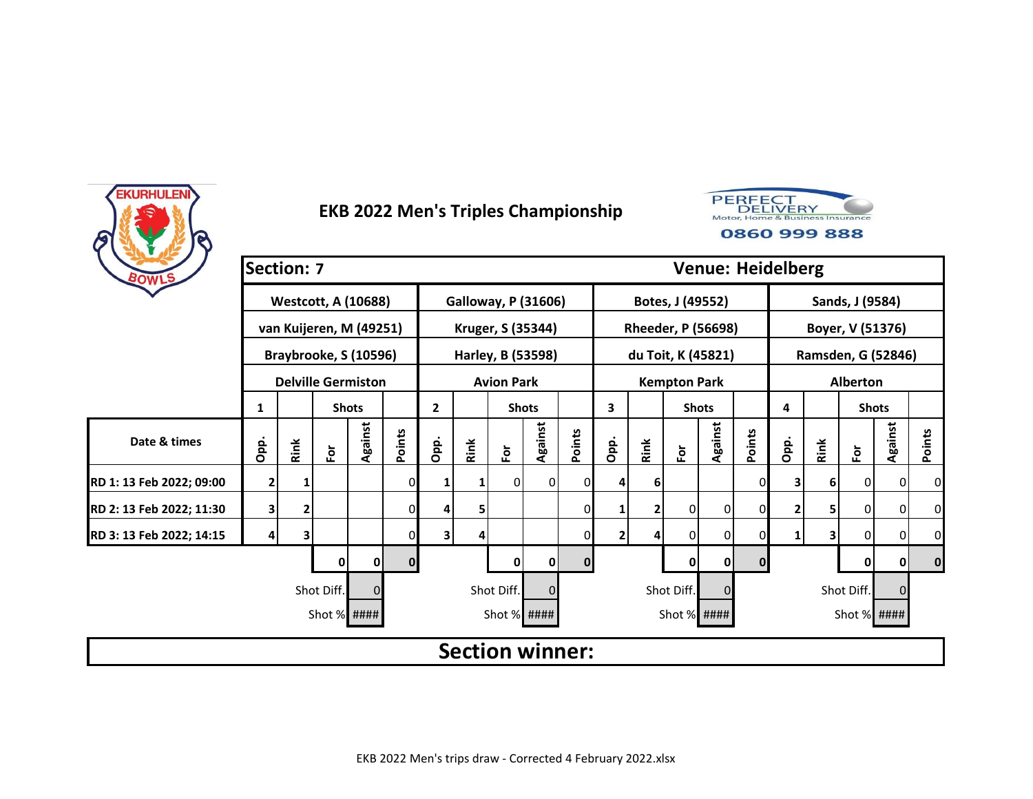# EKB 2022 Men's Triples Championship

PERFECT DELIVERY Motor, Home & Business Insurance 0860 999 888

| Section: 7 | | | | | | | | | | | | | | | | | | | | Venue: Heidelberg |
|---|---|---|---|---|---|---|---|---|---|---|---|---|---|---|---|---|---|---|---|---|
| | Westcott, A (10688) | | | | | Galloway, P (31606) | | | | | Botes, J (49552) | | | | | Sands, J (9584) | | | | |
| | van Kuijeren, M (49251) | | | | | Kruger, S (35344) | | | | | Rheeder, P (56698) | | | | | Boyer, V (51376) | | | | |
| | Braybrooke, S (10596) | | | | | Harley, B (53598) | | | | | du Toit, K (45821) | | | | | Ramsden, G (52846) | | | | |
| | Delville Germiston | | | | | Avion Park | | | | | Kempton Park | | | | | Alberton | | | | |
| | 1 | | Shots | | | 2 | | Shots | | | 3 | | Shots | | | 4 | | Shots | | |
| Date & times | Opp. | Rink | For | Against | Points | Opp. | Rink | For | Against | Points | Opp. | Rink | For | Against | Points | Opp. | Rink | For | Against | Points |
| RD 1: 13 Feb 2022; 09:00 | 2 | 1 | | | 0 | 1 | 1 | 0 | 0 | 0 | 4 | 6 | | | 0 | 3 | 6 | 0 | 0 | 0 |
| RD 2: 13 Feb 2022; 11:30 | 3 | 2 | | | 0 | 4 | 5 | | | 0 | 1 | 2 | 0 | 0 | 0 | 2 | 5 | 0 | 0 | 0 |
| RD 3: 13 Feb 2022; 14:15 | 4 | 3 | | | 0 | 3 | 4 | | | 0 | 2 | 4 | 0 | 0 | 0 | 1 | 3 | 0 | 0 | 0 |
| | | | 0 | 0 | 0 | | | 0 | 0 | 0 | | | 0 | 0 | 0 | | | 0 | 0 | 0 |
| | | | Shot Diff. | 0 | | | | Shot Diff. | 0 | | | | Shot Diff. | 0 | | | | Shot Diff. | 0 | |
| | | | Shot % | #### | | | | Shot % | #### | | | | Shot % | #### | | | | Shot % | #### | |

**Section winner:**

EKB 2022 Men's trips draw - Corrected 4 February 2022.xlsx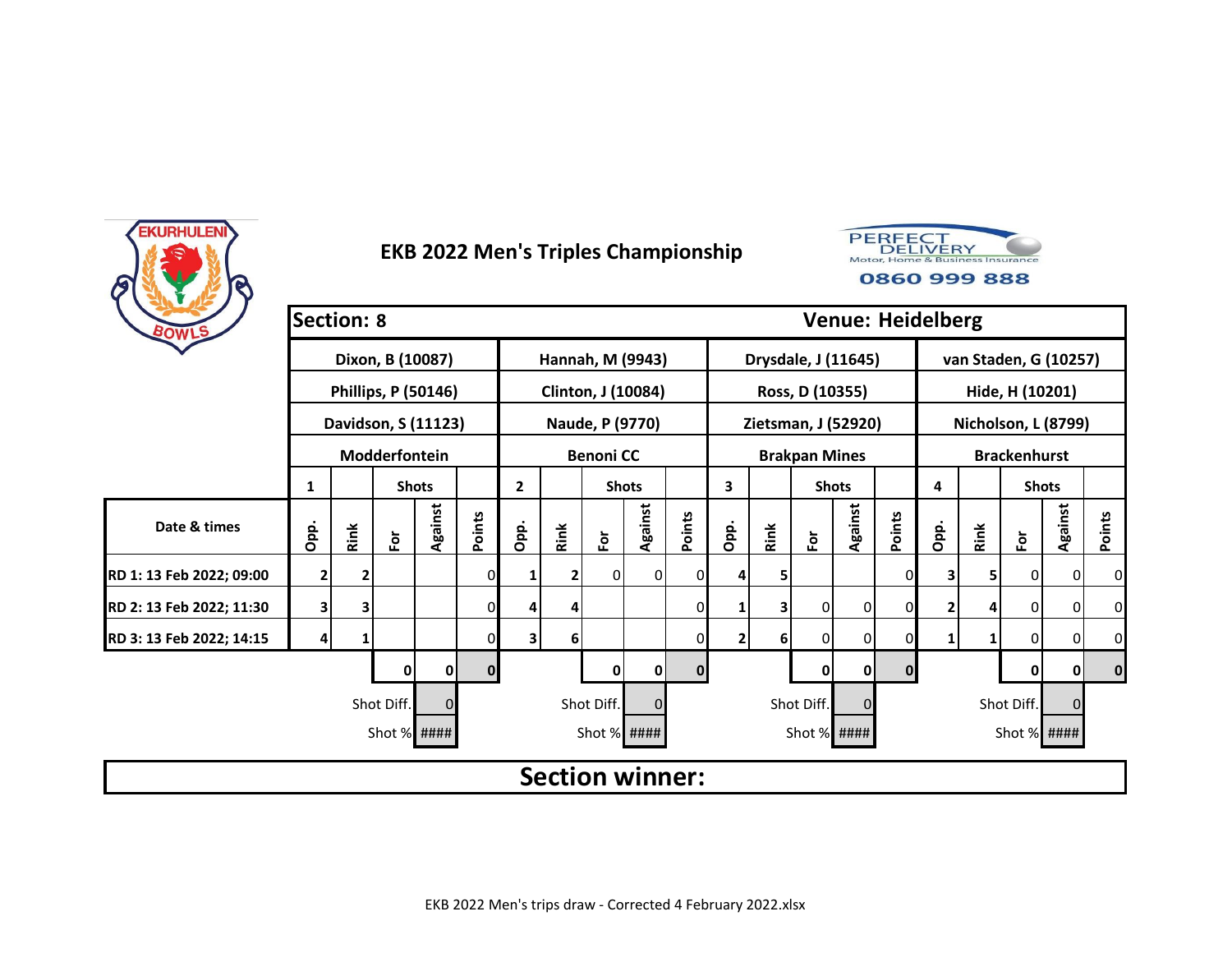# EKB 2022 Men's Triples Championship

PERFECT DELIVERY
Motor, Home & Business Insurance
0860 999 888

**Section: 8** | **Venue: Heidelberg**

| | Dixon, B (10087) | | | | | Hannah, M (9943) | | | | | Drysdale, J (11645) | | | | | van Staden, G (10257) | | | | |
|---|---|---|---|---|---|---|---|---|---|---|---|---|---|---|---|---|---|---|---|---|
| | Phillips, P (50146) | | | | | Clinton, J (10084) | | | | | Ross, D (10355) | | | | | Hide, H (10201) | | | | |
| | Davidson, S (11123) | | | | | Naude, P (9770) | | | | | Zietsman, J (52920) | | | | | Nicholson, L (8799) | | | | |
| | Modderfontein | | | | | Benoni CC | | | | | Brakpan Mines | | | | | Brackenhurst | | | | |
| | 1 | | Shots | | | 2 | | Shots | | | 3 | | Shots | | | 4 | | Shots | | |
| Date & times | Opp. | Rink | For | Against | Points | Opp. | Rink | For | Against | Points | Opp. | Rink | For | Against | Points | Opp. | Rink | For | Against | Points |
| RD 1: 13 Feb 2022; 09:00 | 2 | 2 | | | 0 | 1 | 2 | 0 | 0 | 0 | 4 | 5 | | | 0 | 3 | 5 | 0 | 0 | 0 |
| RD 2: 13 Feb 2022; 11:30 | 3 | 3 | | | 0 | 4 | 4 | | | 0 | 1 | 3 | 0 | 0 | 0 | 2 | 4 | 0 | 0 | 0 |
| RD 3: 13 Feb 2022; 14:15 | 4 | 1 | | | 0 | 3 | 6 | | | 0 | 2 | 6 | 0 | 0 | 0 | 1 | 1 | 0 | 0 | 0 |
| | | | 0 | 0 | 0 | | | 0 | 0 | 0 | | | 0 | 0 | 0 | | | 0 | 0 | 0 |
| | | | Shot Diff. | 0 | | | | Shot Diff. | 0 | | | | Shot Diff. | 0 | | | | Shot Diff. | 0 | |
| | | | Shot % | #### | | | | Shot % | #### | | | | Shot % | #### | | | | Shot % | #### | |

**Section winner:**

EKB 2022 Men's trips draw - Corrected 4 February 2022.xlsx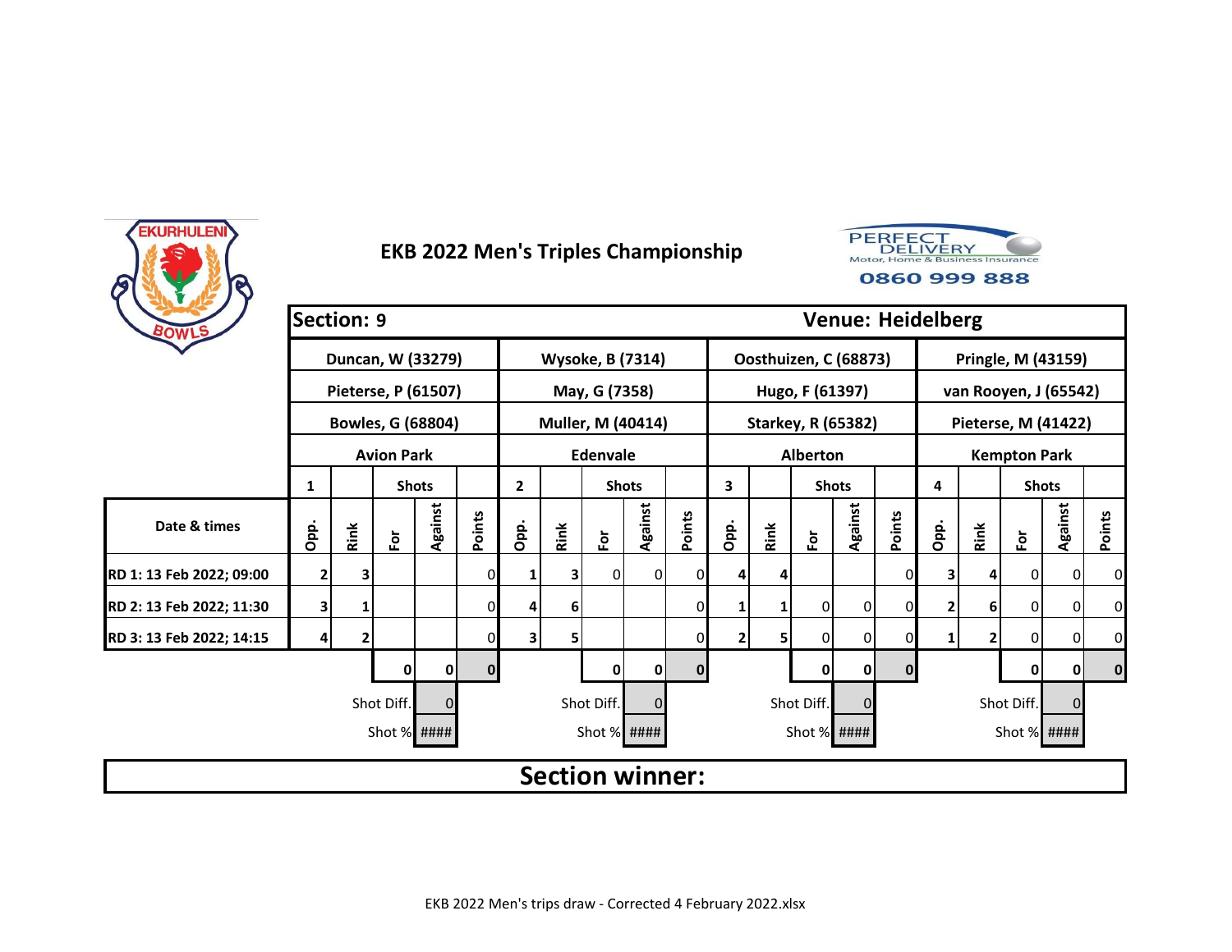# EKB 2022 Men's Triples Championship

Perfect Delivery — Motor, Home & Business Insurance — 0860 999 888

**Section: 9** — **Venue: Heidelberg**

| | Duncan, W (33279) | | | | | Wysoke, B (7314) | | | | | Oosthuizen, C (68873) | | | | | Pringle, M (43159) | | | | |
|---|---|---|---|---|---|---|---|---|---|---|---|---|---|---|---|---|---|---|---|---|
| | Pieterse, P (61507) | | | | | May, G (7358) | | | | | Hugo, F (61397) | | | | | van Rooyen, J (65542) | | | | |
| | Bowles, G (68804) | | | | | Muller, M (40414) | | | | | Starkey, R (65382) | | | | | Pieterse, M (41422) | | | | |
| | Avion Park | | | | | Edenvale | | | | | Alberton | | | | | Kempton Park | | | | |
| | 1 | | Shots | | | 2 | | Shots | | | 3 | | Shots | | | 4 | | Shots | | |
| **Date & times** | Opp. | Rink | For | Against | Points | Opp. | Rink | For | Against | Points | Opp. | Rink | For | Against | Points | Opp. | Rink | For | Against | Points |
| **RD 1: 13 Feb 2022; 09:00** | 2 | 3 | | | 0 | 1 | 3 | 0 | 0 | 0 | 4 | 4 | | | 0 | 3 | 4 | 0 | 0 | 0 |
| **RD 2: 13 Feb 2022; 11:30** | 3 | 1 | | | 0 | 4 | 6 | | | 0 | 1 | 1 | 0 | 0 | 0 | 2 | 6 | 0 | 0 | 0 |
| **RD 3: 13 Feb 2022; 14:15** | 4 | 2 | | | 0 | 3 | 5 | | | 0 | 2 | 5 | 0 | 0 | 0 | 1 | 2 | 0 | 0 | 0 |
| | | | 0 | 0 | 0 | | | 0 | 0 | 0 | | | 0 | 0 | 0 | | | 0 | 0 | 0 |
| | | | Shot Diff. | 0 | | | | Shot Diff. | 0 | | | | Shot Diff. | 0 | | | | Shot Diff. | 0 | |
| | | | Shot % | #### | | | | Shot % | #### | | | | Shot % | #### | | | | Shot % | #### | |

**Section winner:**

EKB 2022 Men's trips draw - Corrected 4 February 2022.xlsx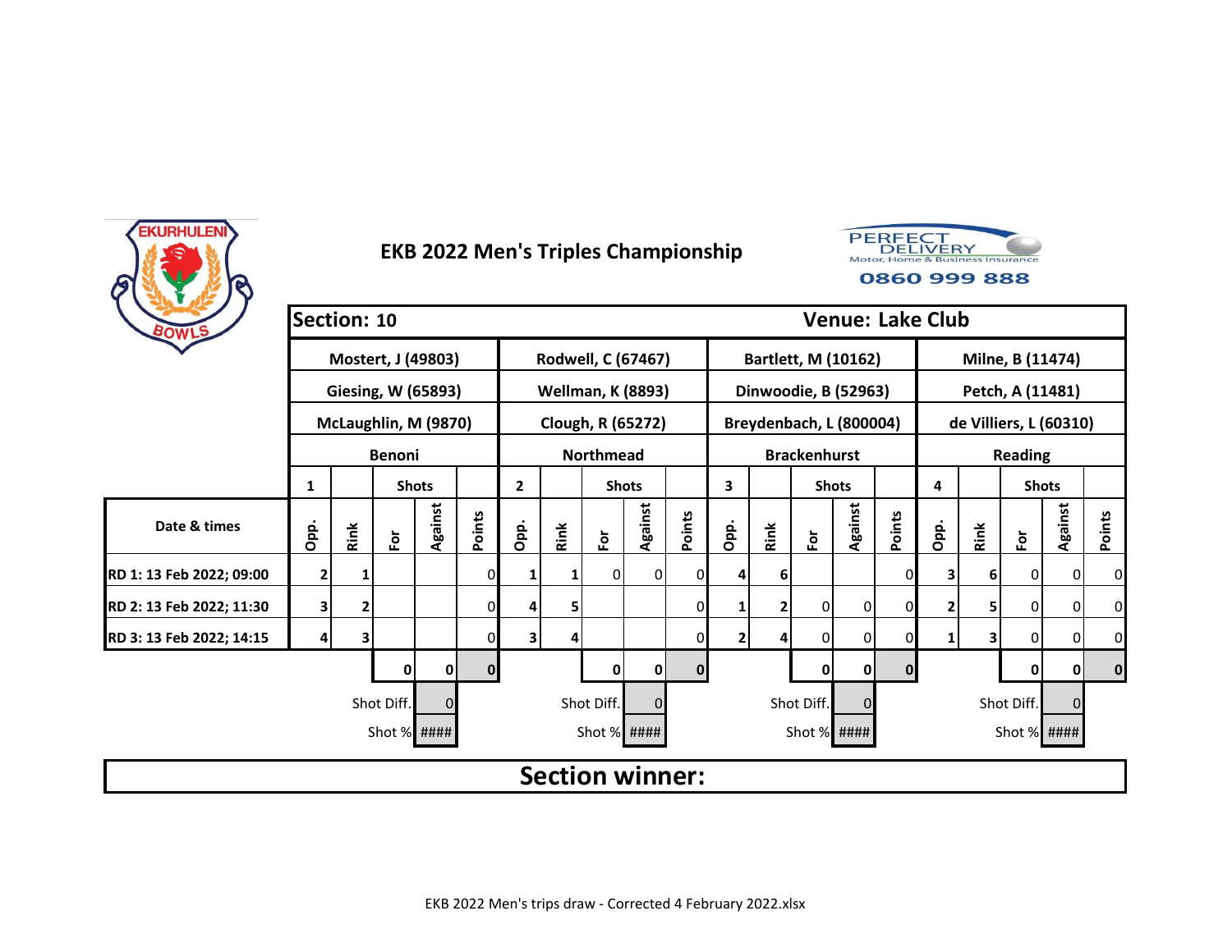EKURHULENI BOWLS

# EKB 2022 Men's Triples Championship

PERFECT DELIVERY
Motor, Home & Business Insurance
0860 999 888

| Section: 10 | | | | | | | | | | | | | | | | | | | | Venue: Lake Club |
|---|---|---|---|---|---|---|---|---|---|---|---|---|---|---|---|---|---|---|---|---|
| | Mostert, J (49803) | | | | | Rodwell, C (67467) | | | | | Bartlett, M (10162) | | | | | Milne, B (11474) | | | | |
| | Giesing, W (65893) | | | | | Wellman, K (8893) | | | | | Dinwoodie, B (52963) | | | | | Petch, A (11481) | | | | |
| | McLaughlin, M (9870) | | | | | Clough, R (65272) | | | | | Breydenbach, L (800004) | | | | | de Villiers, L (60310) | | | | |
| | Benoni | | | | | Northmead | | | | | Brackenhurst | | | | | Reading | | | | |
| | 1 | | Shots | | | 2 | | Shots | | | 3 | | Shots | | | 4 | | Shots | | |
| Date & times | Opp. | Rink | For | Against | Points | Opp. | Rink | For | Against | Points | Opp. | Rink | For | Against | Points | Opp. | Rink | For | Against | Points |
| RD 1: 13 Feb 2022; 09:00 | 2 | 1 | | | 0 | 1 | 1 | 0 | 0 | 0 | 4 | 6 | | | 0 | 3 | 6 | 0 | 0 | 0 |
| RD 2: 13 Feb 2022; 11:30 | 3 | 2 | | | 0 | 4 | 5 | | | 0 | 1 | 2 | 0 | 0 | 0 | 2 | 5 | 0 | 0 | 0 |
| RD 3: 13 Feb 2022; 14:15 | 4 | 3 | | | 0 | 3 | 4 | | | 0 | 2 | 4 | 0 | 0 | 0 | 1 | 3 | 0 | 0 | 0 |
| | | | 0 | 0 | 0 | | | 0 | 0 | 0 | | | 0 | 0 | 0 | | | 0 | 0 | 0 |
| | | | Shot Diff. | 0 | | | | Shot Diff. | 0 | | | | Shot Diff. | 0 | | | | Shot Diff. | 0 | |
| | | | Shot % | #### | | | | Shot % | #### | | | | Shot % | #### | | | | Shot % | #### | |

## Section winner:

EKB 2022 Men's trips draw - Corrected 4 February 2022.xlsx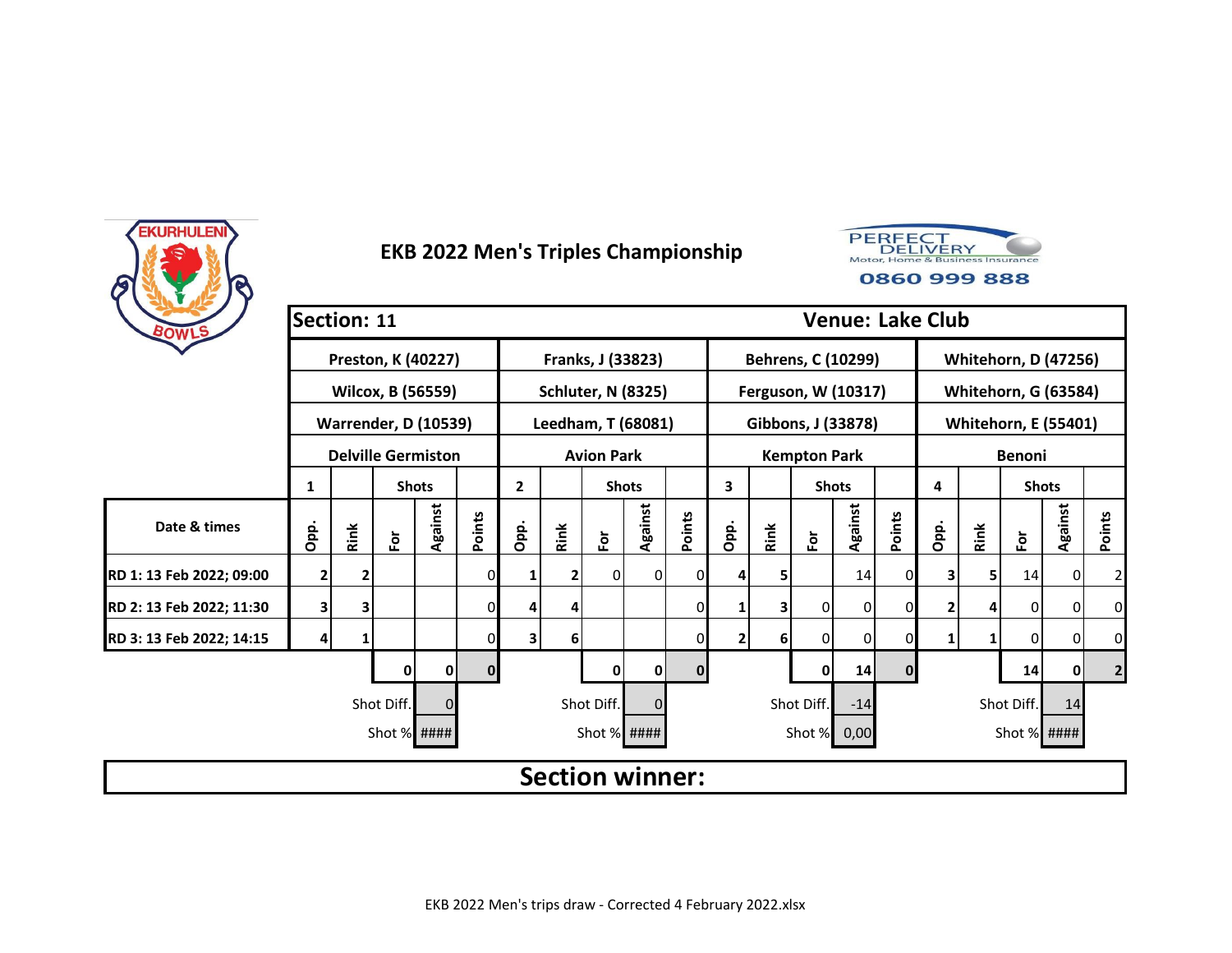# EKB 2022 Men's Triples Championship

PERFECT DELIVERY Motor, Home & Business Insurance 0860 999 888

| Section: 11 | | | | | | | | | | | | | | | Venue: Lake Club | | | | | |
|---|---|---|---|---|---|---|---|---|---|---|---|---|---|---|---|---|---|---|---|---|
| | Preston, K (40227) | | | | | Franks, J (33823) | | | | | Behrens, C (10299) | | | | | Whitehorn, D (47256) | | | | |
| | Wilcox, B (56559) | | | | | Schluter, N (8325) | | | | | Ferguson, W (10317) | | | | | Whitehorn, G (63584) | | | | |
| | Warrender, D (10539) | | | | | Leedham, T (68081) | | | | | Gibbons, J (33878) | | | | | Whitehorn, E (55401) | | | | |
| | Delville Germiston | | | | | Avion Park | | | | | Kempton Park | | | | | Benoni | | | | |
| | 1 | | Shots | | | 2 | | Shots | | | 3 | | Shots | | | 4 | | Shots | | |
| Date & times | Opp. | Rink | For | Against | Points | Opp. | Rink | For | Against | Points | Opp. | Rink | For | Against | Points | Opp. | Rink | For | Against | Points |
| RD 1: 13 Feb 2022; 09:00 | 2 | 2 | | | 0 | 1 | 2 | 0 | 0 | 0 | 4 | 5 | | 14 | 0 | 3 | 5 | 14 | 0 | 2 |
| RD 2: 13 Feb 2022; 11:30 | 3 | 3 | | | 0 | 4 | 4 | | | 0 | 1 | 3 | 0 | 0 | 0 | 2 | 4 | 0 | 0 | 0 |
| RD 3: 13 Feb 2022; 14:15 | 4 | 1 | | | 0 | 3 | 6 | | | 0 | 2 | 6 | 0 | 0 | 0 | 1 | 1 | 0 | 0 | 0 |
| | | | 0 | 0 | 0 | | | 0 | 0 | 0 | | | 0 | 14 | 0 | | | 14 | 0 | 2 |
| | | | Shot Diff. | 0 | | | | Shot Diff. | 0 | | | | Shot Diff. | -14 | | | | Shot Diff. | 14 | |
| | | | Shot % | #### | | | | Shot % | #### | | | | Shot % | 0,00 | | | | Shot % | #### | |

**Section winner:**

EKB 2022 Men's trips draw - Corrected 4 February 2022.xlsx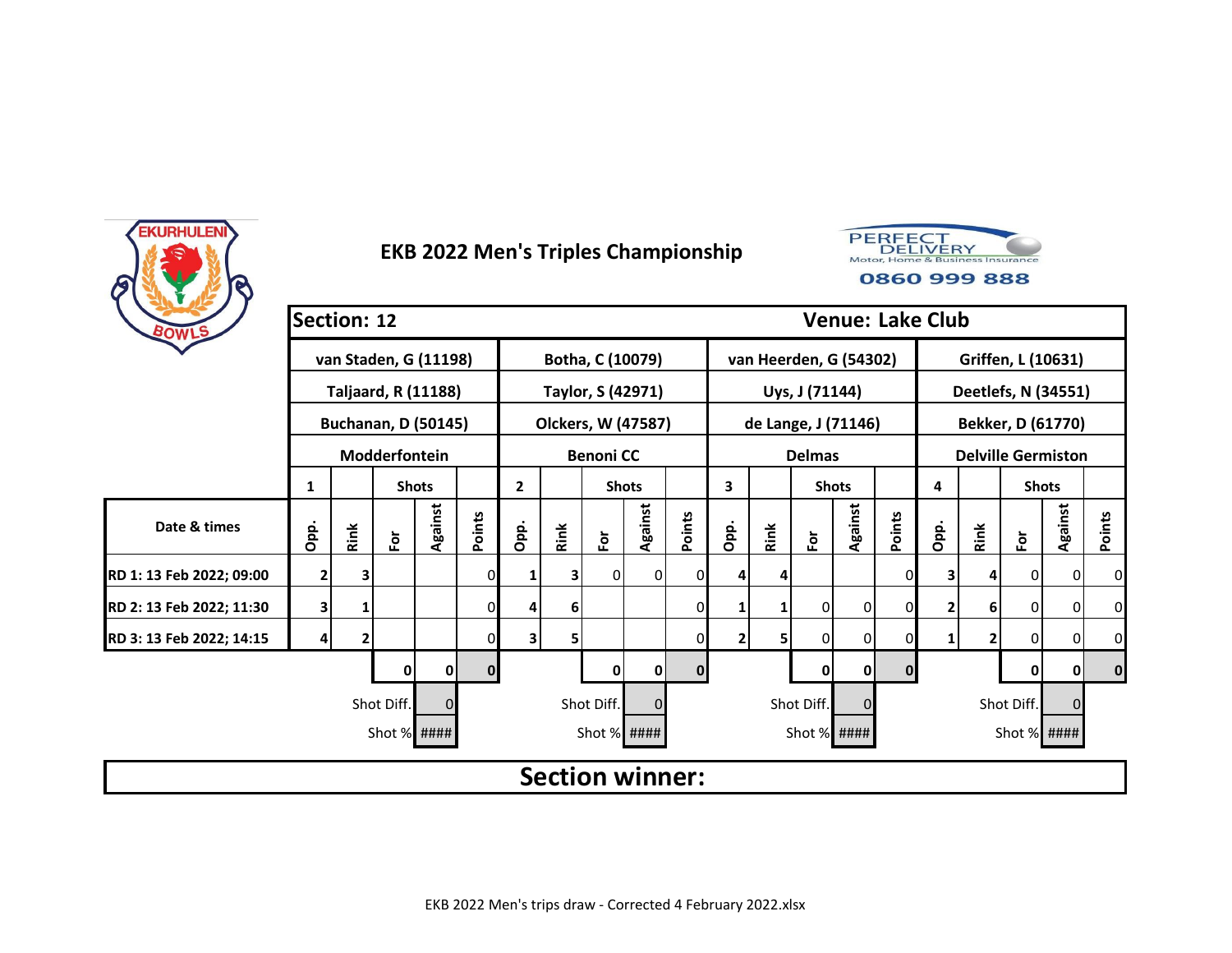# EKB 2022 Men's Triples Championship

| Section: 12 | | | | | | | | | | | | | | | | | | | | Venue: Lake Club |
|---|---|---|---|---|---|---|---|---|---|---|---|---|---|---|---|---|---|---|---|---|
| | van Staden, G (11198) | | | | | Botha, C (10079) | | | | | van Heerden, G (54302) | | | | | Griffen, L (10631) | | | | |
| | Taljaard, R (11188) | | | | | Taylor, S (42971) | | | | | Uys, J (71144) | | | | | Deetlefs, N (34551) | | | | |
| | Buchanan, D (50145) | | | | | Olckers, W (47587) | | | | | de Lange, J (71146) | | | | | Bekker, D (61770) | | | | |
| | Modderfontein | | | | | Benoni CC | | | | | Delmas | | | | | Delville Germiston | | | | |
| | 1 | | Shots | | | 2 | | Shots | | | 3 | | Shots | | | 4 | | Shots | | |
| Date & times | Opp. | Rink | For | Against | Points | Opp. | Rink | For | Against | Points | Opp. | Rink | For | Against | Points | Opp. | Rink | For | Against | Points |
| RD 1: 13 Feb 2022; 09:00 | 2 | 3 | | | 0 | 1 | 3 | 0 | 0 | 0 | 4 | 4 | | | 0 | 3 | 4 | 0 | 0 | 0 |
| RD 2: 13 Feb 2022; 11:30 | 3 | 1 | | | 0 | 4 | 6 | | | 0 | 1 | 1 | 0 | 0 | 0 | 2 | 6 | 0 | 0 | 0 |
| RD 3: 13 Feb 2022; 14:15 | 4 | 2 | | | 0 | 3 | 5 | | | 0 | 2 | 5 | 0 | 0 | 0 | 1 | 2 | 0 | 0 | 0 |
| | | | 0 | 0 | 0 | | | 0 | 0 | 0 | | | 0 | 0 | 0 | | | 0 | 0 | 0 |
| | | | Shot Diff. | 0 | | | | Shot Diff. | 0 | | | | Shot Diff. | 0 | | | | Shot Diff. | 0 | |
| | | | Shot % | #### | | | | Shot % | #### | | | | Shot % | #### | | | | Shot % | #### | |

**Section winner:**

EKB 2022 Men's trips draw - Corrected 4 February 2022.xlsx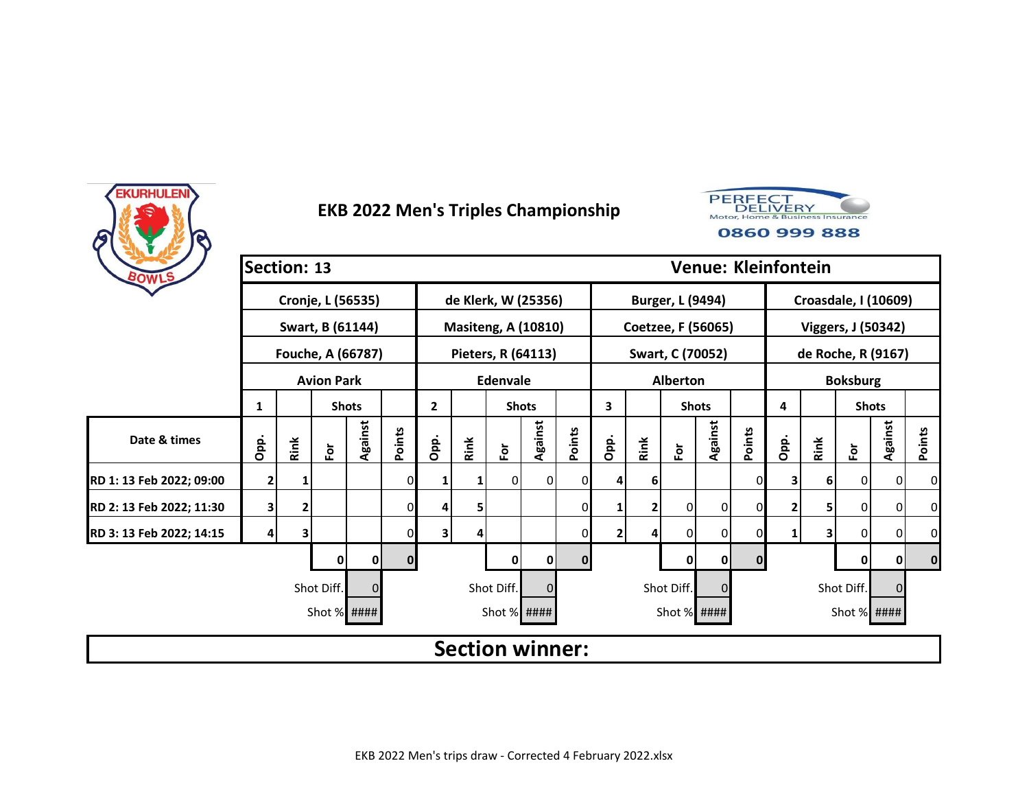# EKB 2022 Men's Triples Championship

**Section: 13** | **Venue: Kleinfontein**

| | Cronje, L (56535) | | | | | de Klerk, W (25356) | | | | | Burger, L (9494) | | | | | Croasdale, I (10609) | | | | |
|---|---|---|---|---|---|---|---|---|---|---|---|---|---|---|---|---|---|---|---|---|
| | Swart, B (61144) | | | | | Masiteng, A (10810) | | | | | Coetzee, F (56065) | | | | | Viggers, J (50342) | | | | |
| | Fouche, A (66787) | | | | | Pieters, R (64113) | | | | | Swart, C (70052) | | | | | de Roche, R (9167) | | | | |
| | Avion Park | | | | | Edenvale | | | | | Alberton | | | | | Boksburg | | | | |
| | 1 | | Shots | | | 2 | | Shots | | | 3 | | Shots | | | 4 | | Shots | | |
| Date & times | Opp. | Rink | For | Against | Points | Opp. | Rink | For | Against | Points | Opp. | Rink | For | Against | Points | Opp. | Rink | For | Against | Points |
| RD 1: 13 Feb 2022; 09:00 | 2 | 1 | | | 0 | 1 | 1 | 0 | 0 | 0 | 4 | 6 | | | 0 | 3 | 6 | 0 | 0 | 0 |
| RD 2: 13 Feb 2022; 11:30 | 3 | 2 | | | 0 | 4 | 5 | | | 0 | 1 | 2 | 0 | 0 | 0 | 2 | 5 | 0 | 0 | 0 |
| RD 3: 13 Feb 2022; 14:15 | 4 | 3 | | | 0 | 3 | 4 | | | 0 | 2 | 4 | 0 | 0 | 0 | 1 | 3 | 0 | 0 | 0 |
| | | | 0 | 0 | 0 | | | 0 | 0 | 0 | | | 0 | 0 | 0 | | | 0 | 0 | 0 |
| | | | Shot Diff. | 0 | | | | Shot Diff. | 0 | | | | Shot Diff. | 0 | | | | Shot Diff. | 0 | |
| | | | Shot % | #### | | | | Shot % | #### | | | | Shot % | #### | | | | Shot % | #### | |

**Section winner:**

EKB 2022 Men's trips draw - Corrected 4 February 2022.xlsx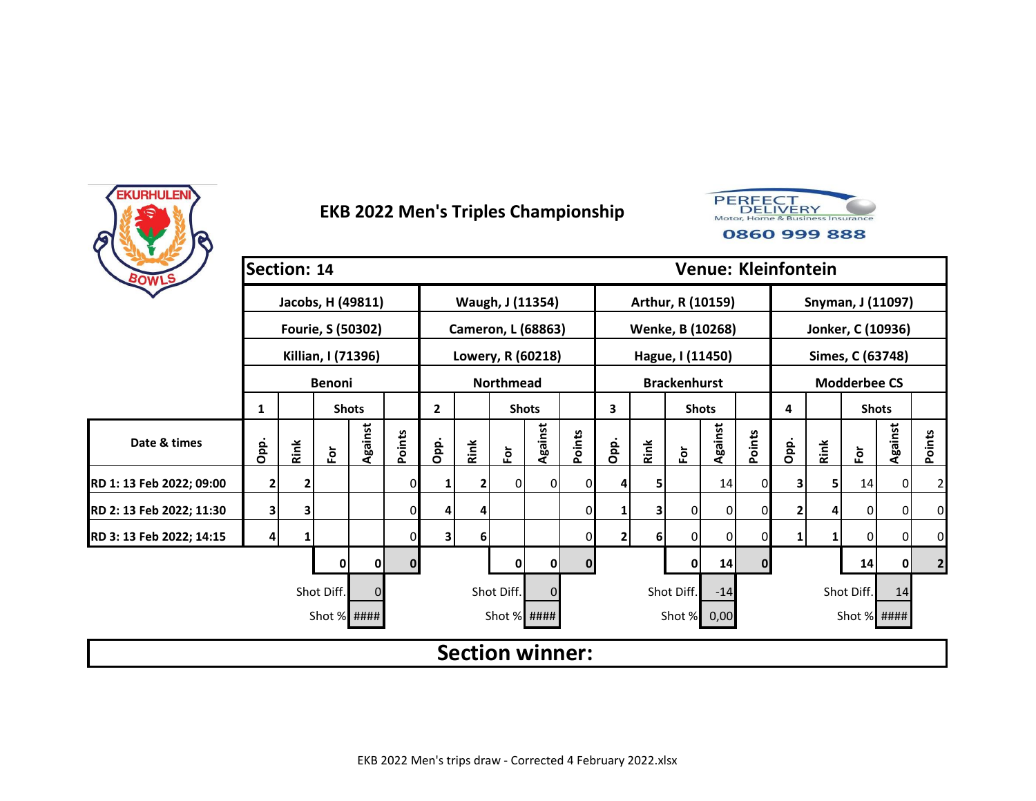# EKB 2022 Men's Triples Championship

PERFECT DELIVERY
Motor, Home & Business Insurance
0860 999 888

| Section: 14 | | | | | | | | | | | | | | | Venue: Kleinfontein | | | | | |
|---|---|---|---|---|---|---|---|---|---|---|---|---|---|---|---|---|---|---|---|---|
| | Jacobs, H (49811) | | | | | Waugh, J (11354) | | | | | Arthur, R (10159) | | | | | Snyman, J (11097) | | | | |
| | Fourie, S (50302) | | | | | Cameron, L (68863) | | | | | Wenke, B (10268) | | | | | Jonker, C (10936) | | | | |
| | Killian, I (71396) | | | | | Lowery, R (60218) | | | | | Hague, I (11450) | | | | | Simes, C (63748) | | | | |
| | Benoni | | | | | Northmead | | | | | Brackenhurst | | | | | Modderbee CS | | | | |
| | 1 | | Shots | | | 2 | | Shots | | | 3 | | Shots | | | 4 | | Shots | | |
| Date & times | Opp. | Rink | For | Against | Points | Opp. | Rink | For | Against | Points | Opp. | Rink | For | Against | Points | Opp. | Rink | For | Against | Points |
| RD 1: 13 Feb 2022; 09:00 | 2 | 2 | | | 0 | 1 | 2 | 0 | 0 | 0 | 4 | 5 | | 14 | 0 | 3 | 5 | 14 | 0 | 2 |
| RD 2: 13 Feb 2022; 11:30 | 3 | 3 | | | 0 | 4 | 4 | | | 0 | 1 | 3 | 0 | 0 | 0 | 2 | 4 | 0 | 0 | 0 |
| RD 3: 13 Feb 2022; 14:15 | 4 | 1 | | | 0 | 3 | 6 | | | 0 | 2 | 6 | 0 | 0 | 0 | 1 | 1 | 0 | 0 | 0 |
| | | | 0 | 0 | 0 | | | 0 | 0 | 0 | | | 0 | 14 | 0 | | | 14 | 0 | 2 |
| | | | Shot Diff. | 0 | | | | Shot Diff. | 0 | | | | Shot Diff. | -14 | | | | Shot Diff. | 14 | |
| | | | Shot % | #### | | | | Shot % | #### | | | | Shot % | 0,00 | | | | Shot % | #### | |

**Section winner:**

EKB 2022 Men's trips draw - Corrected 4 February 2022.xlsx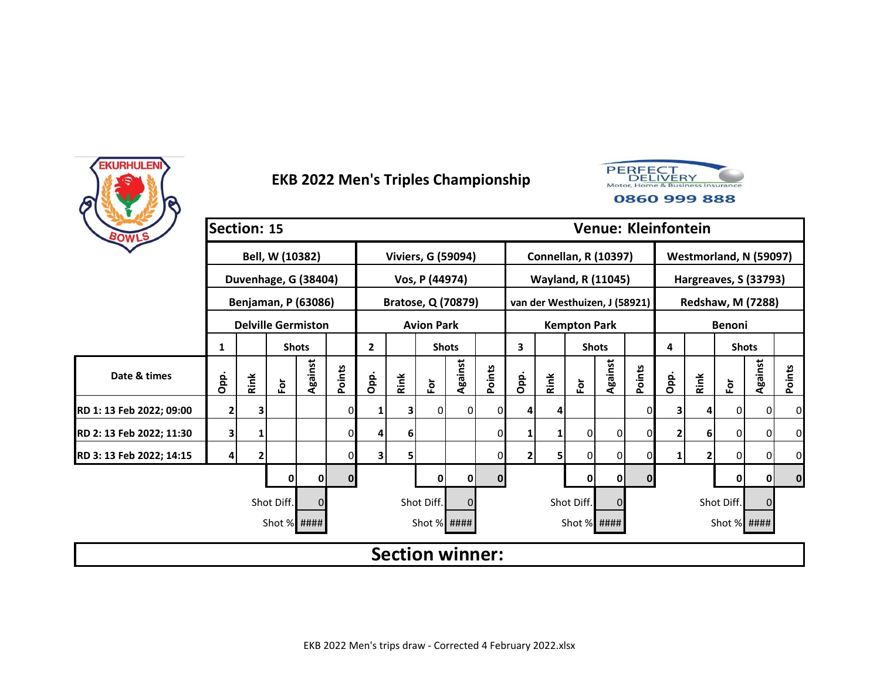# EKB 2022 Men's Triples Championship

**Section: 15** | **Venue: Kleinfontein**

| | 1 | | | | | 2 | | | | | 3 | | | | | 4 | | | | |
|---|---|---|---|---|---|---|---|---|---|---|---|---|---|---|---|---|---|---|---|---|
| | Bell, W (10382) | | | | | Viviers, G (59094) | | | | | Connellan, R (10397) | | | | | Westmorland, N (59097) | | | | |
| | Duvenhage, G (38404) | | | | | Vos, P (44974) | | | | | Wayland, R (11045) | | | | | Hargreaves, S (33793) | | | | |
| | Benjaman, P (63086) | | | | | Bratose, Q (70879) | | | | | van der Westhuizen, J (58921) | | | | | Redshaw, M (7288) | | | | |
| | Delville Germiston | | | | | Avion Park | | | | | Kempton Park | | | | | Benoni | | | | |
| | | | Shots | | | | | Shots | | | | | Shots | | | | | Shots | | |
| **Date & times** | Opp. | Rink | For | Against | Points | Opp. | Rink | For | Against | Points | Opp. | Rink | For | Against | Points | Opp. | Rink | For | Against | Points |
| **RD 1: 13 Feb 2022; 09:00** | 2 | 3 | | | 0 | 1 | 3 | 0 | 0 | 0 | 4 | 4 | | | 0 | 3 | 4 | 0 | 0 | 0 |
| **RD 2: 13 Feb 2022; 11:30** | 3 | 1 | | | 0 | 4 | 6 | | | 0 | 1 | 1 | 0 | 0 | 0 | 2 | 6 | 0 | 0 | 0 |
| **RD 3: 13 Feb 2022; 14:15** | 4 | 2 | | | 0 | 3 | 5 | | | 0 | 2 | 5 | 0 | 0 | 0 | 1 | 2 | 0 | 0 | 0 |
| | | | 0 | 0 | 0 | | | 0 | 0 | 0 | | | 0 | 0 | 0 | | | 0 | 0 | 0 |
| | | | Shot Diff. | 0 | | | | Shot Diff. | 0 | | | | Shot Diff. | 0 | | | | Shot Diff. | 0 | |
| | | | Shot % | #### | | | | Shot % | #### | | | | Shot % | #### | | | | Shot % | #### | |

**Section winner:**

EKB 2022 Men's trips draw - Corrected 4 February 2022.xlsx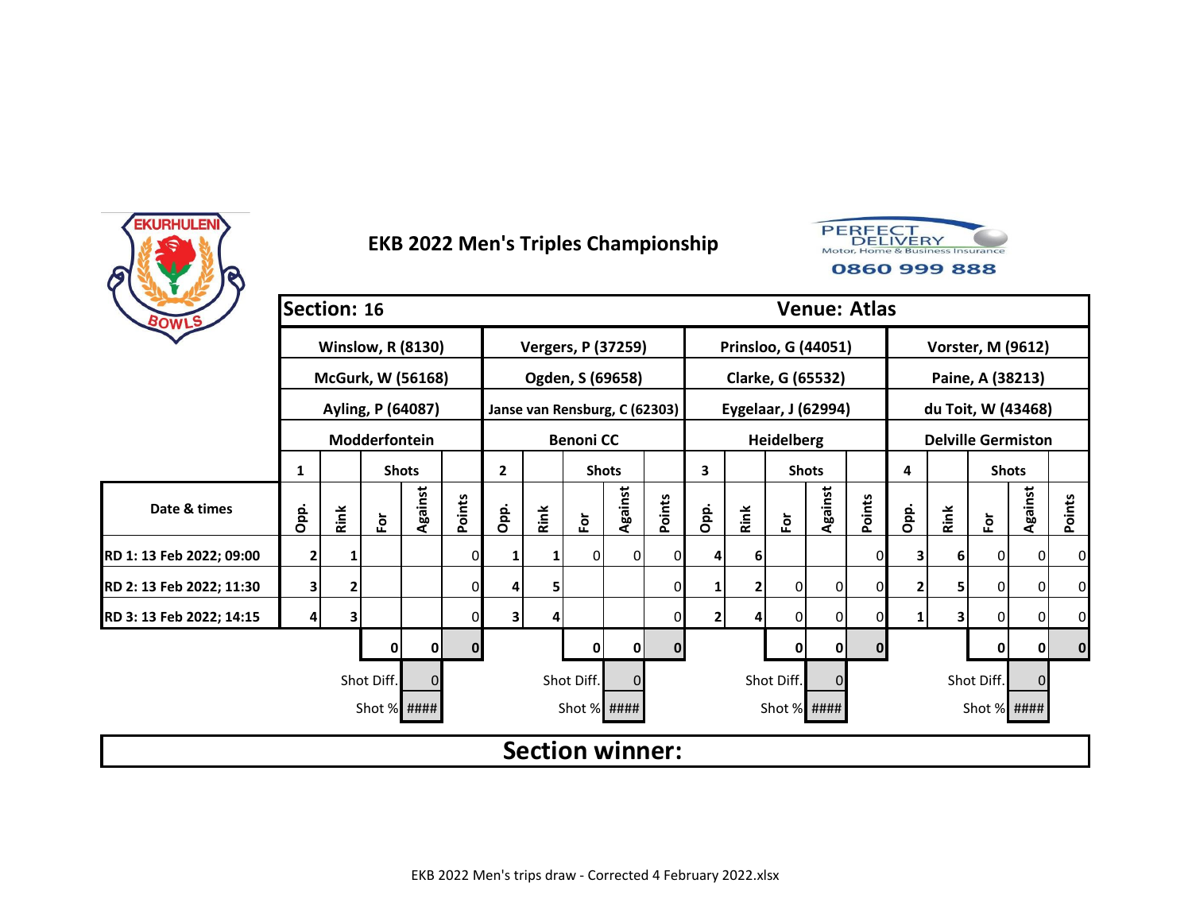# EKB 2022 Men's Triples Championship

| Section: 16 | | | | | | | | | | | | | | | | | | | | Venue: Atlas |
|---|---|---|---|---|---|---|---|---|---|---|---|---|---|---|---|---|---|---|---|---|
| | Winslow, R (8130) | | | | | Vergers, P (37259) | | | | | Prinsloo, G (44051) | | | | | Vorster, M (9612) | | | | |
| | McGurk, W (56168) | | | | | Ogden, S (69658) | | | | | Clarke, G (65532) | | | | | Paine, A (38213) | | | | |
| | Ayling, P (64087) | | | | | Janse van Rensburg, C (62303) | | | | | Eygelaar, J (62994) | | | | | du Toit, W (43468) | | | | |
| | Modderfontein | | | | | Benoni CC | | | | | Heidelberg | | | | | Delville Germiston | | | | |
| | 1 | | Shots | | | 2 | | Shots | | | 3 | | Shots | | | 4 | | Shots | | |
| Date & times | Opp. | Rink | For | Against | Points | Opp. | Rink | For | Against | Points | Opp. | Rink | For | Against | Points | Opp. | Rink | For | Against | Points |
| RD 1: 13 Feb 2022; 09:00 | 2 | 1 | | | 0 | 1 | 1 | 0 | 0 | 0 | 4 | 6 | | | 0 | 3 | 6 | 0 | 0 | 0 |
| RD 2: 13 Feb 2022; 11:30 | 3 | 2 | | | 0 | 4 | 5 | | | 0 | 1 | 2 | 0 | 0 | 0 | 2 | 5 | 0 | 0 | 0 |
| RD 3: 13 Feb 2022; 14:15 | 4 | 3 | | | 0 | 3 | 4 | | | 0 | 2 | 4 | 0 | 0 | 0 | 1 | 3 | 0 | 0 | 0 |
| | | | 0 | 0 | 0 | | | 0 | 0 | 0 | | | 0 | 0 | 0 | | | 0 | 0 | 0 |
| | | | Shot Diff. | 0 | | | | Shot Diff. | 0 | | | | Shot Diff. | 0 | | | | Shot Diff. | 0 | |
| | | | Shot % | #### | | | | Shot % | #### | | | | Shot % | #### | | | | Shot % | #### | |

**Section winner:**

EKB 2022 Men's trips draw - Corrected 4 February 2022.xlsx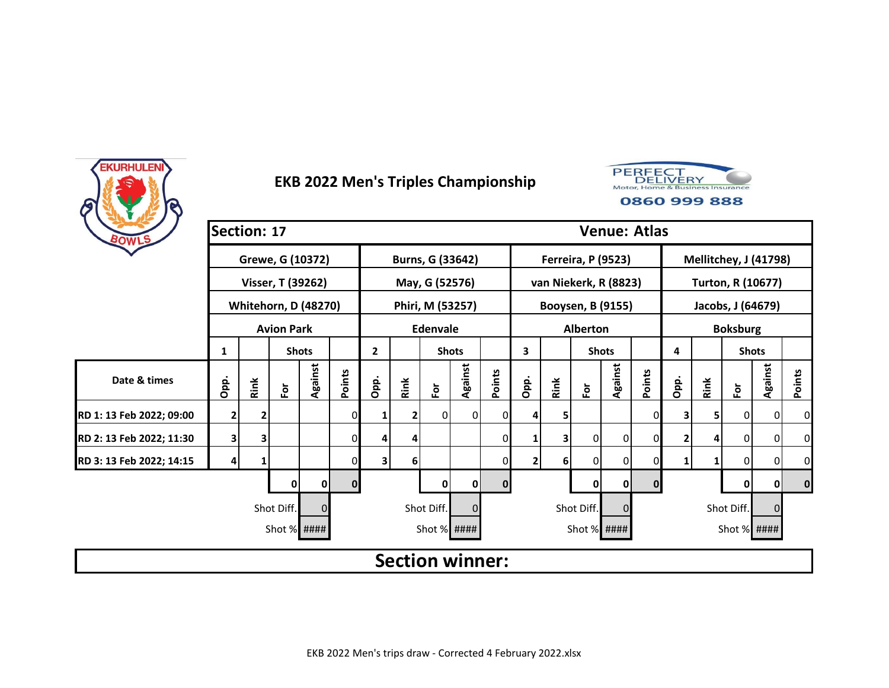# EKB 2022 Men's Triples Championship

PERFECT DELIVERY
Motor, Home & Business Insurance
0860 999 888

| Section: 17 | | | | | | | | | | | | | | | Venue: Atlas | | | | | |
|---|---|---|---|---|---|---|---|---|---|---|---|---|---|---|---|---|---|---|---|---|
| | Grewe, G (10372) | | | | | Burns, G (33642) | | | | | Ferreira, P (9523) | | | | | Mellitchey, J (41798) | | | | |
| | Visser, T (39262) | | | | | May, G (52576) | | | | | van Niekerk, R (8823) | | | | | Turton, R (10677) | | | | |
| | Whitehorn, D (48270) | | | | | Phiri, M (53257) | | | | | Booysen, B (9155) | | | | | Jacobs, J (64679) | | | | |
| | Avion Park | | | | | Edenvale | | | | | Alberton | | | | | Boksburg | | | | |
| | 1 | | Shots | | | 2 | | Shots | | | 3 | | Shots | | | 4 | | Shots | | |
| Date & times | Opp. | Rink | For | Against | Points | Opp. | Rink | For | Against | Points | Opp. | Rink | For | Against | Points | Opp. | Rink | For | Against | Points |
| RD 1: 13 Feb 2022; 09:00 | 2 | 2 | | | 0 | 1 | 2 | 0 | 0 | 0 | 4 | 5 | | | 0 | 3 | 5 | 0 | 0 | 0 |
| RD 2: 13 Feb 2022; 11:30 | 3 | 3 | | | 0 | 4 | 4 | | | 0 | 1 | 3 | 0 | 0 | 0 | 2 | 4 | 0 | 0 | 0 |
| RD 3: 13 Feb 2022; 14:15 | 4 | 1 | | | 0 | 3 | 6 | | | 0 | 2 | 6 | 0 | 0 | 0 | 1 | 1 | 0 | 0 | 0 |
| | | | 0 | 0 | 0 | | | 0 | 0 | 0 | | | 0 | 0 | 0 | | | 0 | 0 | 0 |
| | | | Shot Diff. | 0 | | | | Shot Diff. | 0 | | | | Shot Diff. | 0 | | | | Shot Diff. | 0 | |
| | | | Shot % | #### | | | | Shot % | #### | | | | Shot % | #### | | | | Shot % | #### | |

**Section winner:**

EKB 2022 Men's trips draw - Corrected 4 February 2022.xlsx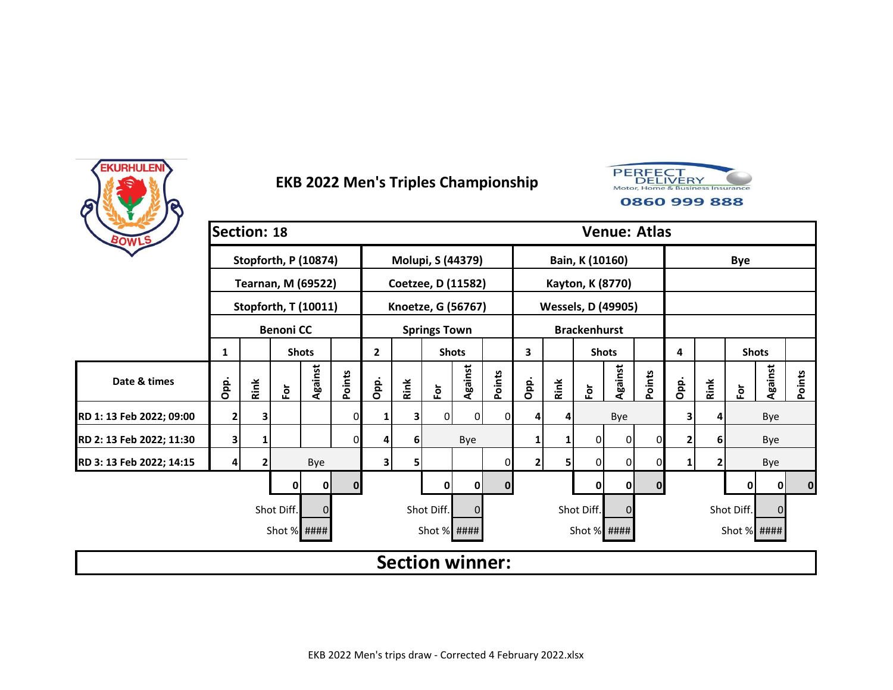# EKB 2022 Men's Triples Championship

| Section: 18 | | | | | | | | | | | | | | | | | | | | Venue: Atlas |
|---|---|---|---|---|---|---|---|---|---|---|---|---|---|---|---|---|---|---|---|---|
| | Stopforth, P (10874) | | | | | Molupi, S (44379) | | | | | Bain, K (10160) | | | | | Bye | | | | |
| | Tearnan, M (69522) | | | | | Coetzee, D (11582) | | | | | Kayton, K (8770) | | | | | | | | | |
| | Stopforth, T (10011) | | | | | Knoetze, G (56767) | | | | | Wessels, D (49905) | | | | | | | | | |
| | Benoni CC | | | | | Springs Town | | | | | Brackenhurst | | | | | | | | | |
| | 1 | | Shots | | | 2 | | Shots | | | 3 | | Shots | | | 4 | | Shots | | |
| Date & times | Opp. | Rink | For | Against | Points | Opp. | Rink | For | Against | Points | Opp. | Rink | For | Against | Points | Opp. | Rink | For | Against | Points |
| RD 1: 13 Feb 2022; 09:00 | 2 | 3 | | | 0 | 1 | 3 | 0 | 0 | 0 | 4 | 4 | Bye | | | 3 | 4 | Bye | | |
| RD 2: 13 Feb 2022; 11:30 | 3 | 1 | | | 0 | 4 | 6 | Bye | | | 1 | 1 | 0 | 0 | 0 | 2 | 6 | Bye | | |
| RD 3: 13 Feb 2022; 14:15 | 4 | 2 | Bye | | | 3 | 5 | | | 0 | 2 | 5 | 0 | 0 | 0 | 1 | 2 | Bye | | |
| | | | 0 | 0 | 0 | | | 0 | 0 | 0 | | | 0 | 0 | 0 | | | 0 | 0 | 0 |
| | | | Shot Diff. | 0 | | | | Shot Diff. | 0 | | | | Shot Diff. | 0 | | | | Shot Diff. | 0 | |
| | | | Shot % | #### | | | | Shot % | #### | | | | Shot % | #### | | | | Shot % | #### | |

**Section winner:**

EKB 2022 Men's trips draw - Corrected 4 February 2022.xlsx